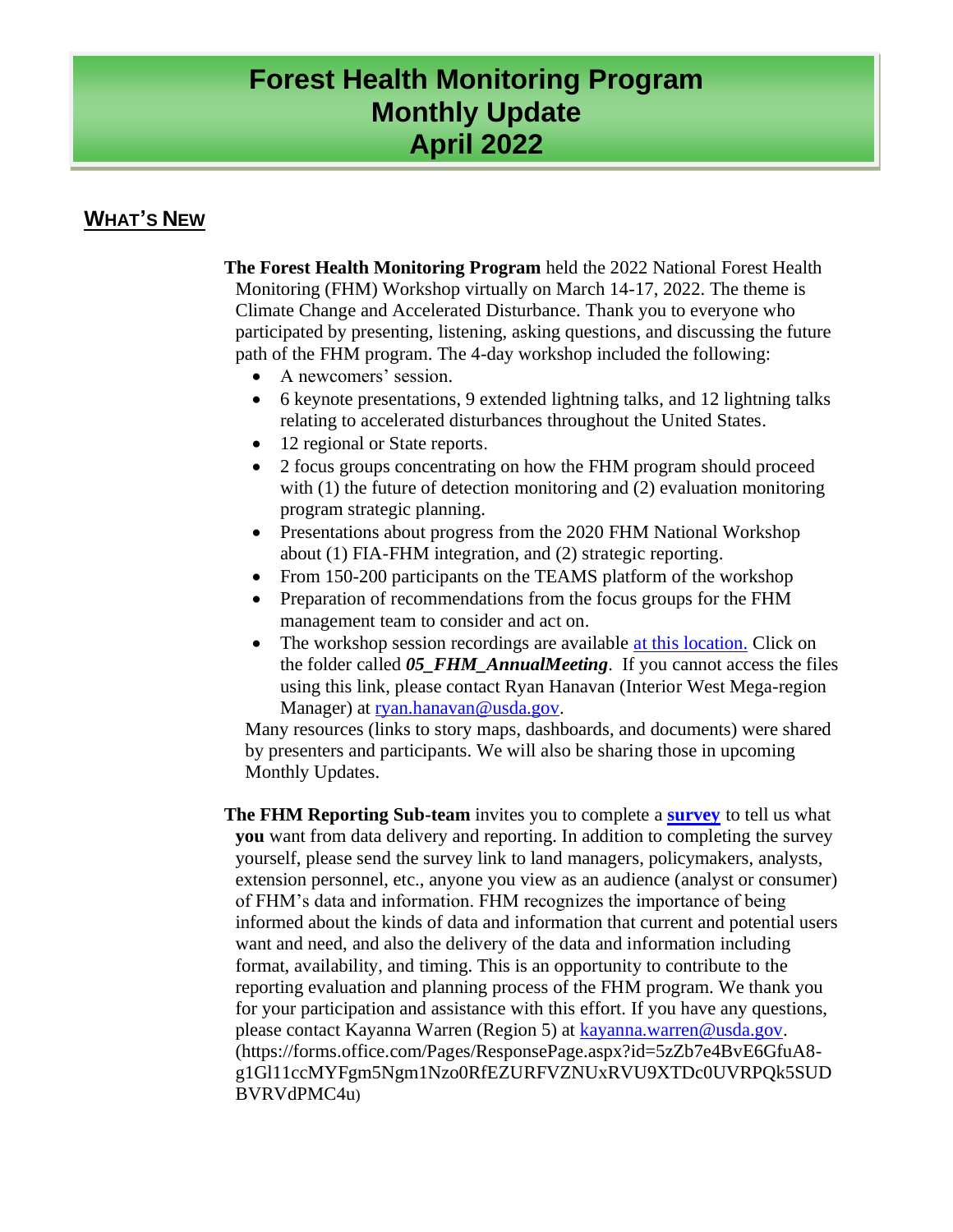# Forest Health Monitoring Program
# Monthly Update
# April 2022

## WHAT'S NEW

**The Forest Health Monitoring Program** held the 2022 National Forest Health Monitoring (FHM) Workshop virtually on March 14-17, 2022. The theme is Climate Change and Accelerated Disturbance. Thank you to everyone who participated by presenting, listening, asking questions, and discussing the future path of the FHM program. The 4-day workshop included the following:

- A newcomers' session.
- 6 keynote presentations, 9 extended lightning talks, and 12 lightning talks relating to accelerated disturbances throughout the United States.
- 12 regional or State reports.
- 2 focus groups concentrating on how the FHM program should proceed with (1) the future of detection monitoring and (2) evaluation monitoring program strategic planning.
- Presentations about progress from the 2020 FHM National Workshop about (1) FIA-FHM integration, and (2) strategic reporting.
- From 150-200 participants on the TEAMS platform of the workshop
- Preparation of recommendations from the focus groups for the FHM management team to consider and act on.
- The workshop session recordings are available at this location. Click on the folder called ***05_FHM_AnnualMeeting***. If you cannot access the files using this link, please contact Ryan Hanavan (Interior West Mega-region Manager) at ryan.hanavan@usda.gov.

Many resources (links to story maps, dashboards, and documents) were shared by presenters and participants. We will also be sharing those in upcoming Monthly Updates.

**The FHM Reporting Sub-team** invites you to complete a **survey** to tell us what **you** want from data delivery and reporting. In addition to completing the survey yourself, please send the survey link to land managers, policymakers, analysts, extension personnel, etc., anyone you view as an audience (analyst or consumer) of FHM's data and information. FHM recognizes the importance of being informed about the kinds of data and information that current and potential users want and need, and also the delivery of the data and information including format, availability, and timing. This is an opportunity to contribute to the reporting evaluation and planning process of the FHM program. We thank you for your participation and assistance with this effort. If you have any questions, please contact Kayanna Warren (Region 5) at kayanna.warren@usda.gov. (https://forms.office.com/Pages/ResponsePage.aspx?id=5zZb7e4BvE6GfuA8-g1Gl11ccMYFgm5Ngm1Nzo0RfEZURFVZNUxRVU9XTDc0UVRPQk5SUDBVRVdPMC4u)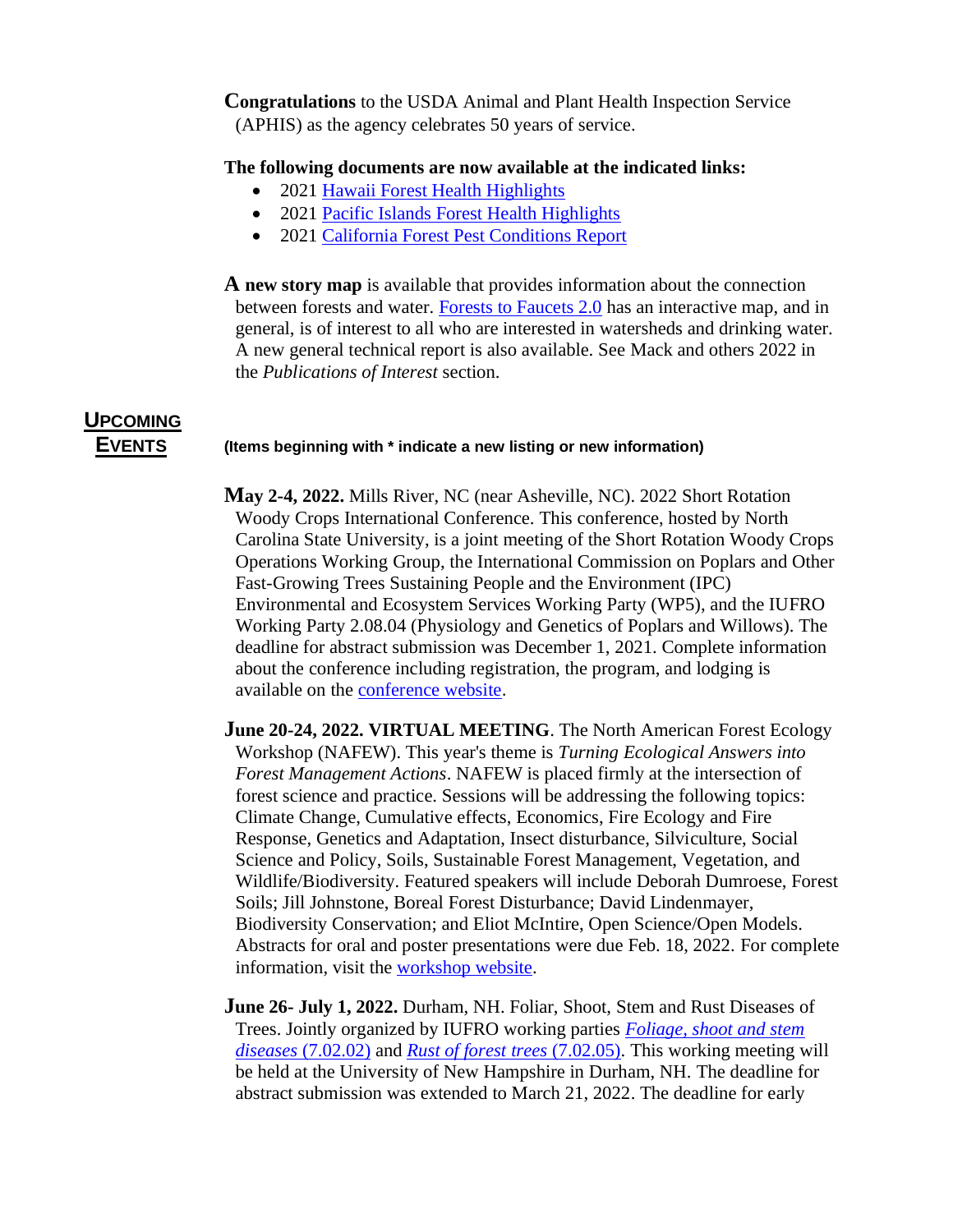**Congratulations** to the USDA Animal and Plant Health Inspection Service (APHIS) as the agency celebrates 50 years of service.

**The following documents are now available at the indicated links:**

- 2021 Hawaii Forest Health Highlights
- 2021 Pacific Islands Forest Health Highlights
- 2021 California Forest Pest Conditions Report

**A new story map** is available that provides information about the connection between forests and water. Forests to Faucets 2.0 has an interactive map, and in general, is of interest to all who are interested in watersheds and drinking water. A new general technical report is also available. See Mack and others 2022 in the *Publications of Interest* section.

## UPCOMING EVENTS

**(Items beginning with * indicate a new listing or new information)**

**May 2-4, 2022.** Mills River, NC (near Asheville, NC). 2022 Short Rotation Woody Crops International Conference. This conference, hosted by North Carolina State University, is a joint meeting of the Short Rotation Woody Crops Operations Working Group, the International Commission on Poplars and Other Fast-Growing Trees Sustaining People and the Environment (IPC) Environmental and Ecosystem Services Working Party (WP5), and the IUFRO Working Party 2.08.04 (Physiology and Genetics of Poplars and Willows). The deadline for abstract submission was December 1, 2021. Complete information about the conference including registration, the program, and lodging is available on the conference website.

**June 20-24, 2022. VIRTUAL MEETING**. The North American Forest Ecology Workshop (NAFEW). This year's theme is *Turning Ecological Answers into Forest Management Actions*. NAFEW is placed firmly at the intersection of forest science and practice. Sessions will be addressing the following topics: Climate Change, Cumulative effects, Economics, Fire Ecology and Fire Response, Genetics and Adaptation, Insect disturbance, Silviculture, Social Science and Policy, Soils, Sustainable Forest Management, Vegetation, and Wildlife/Biodiversity. Featured speakers will include Deborah Dumroese, Forest Soils; Jill Johnstone, Boreal Forest Disturbance; David Lindenmayer, Biodiversity Conservation; and Eliot McIntire, Open Science/Open Models. Abstracts for oral and poster presentations were due Feb. 18, 2022. For complete information, visit the workshop website.

**June 26- July 1, 2022.** Durham, NH. Foliar, Shoot, Stem and Rust Diseases of Trees. Jointly organized by IUFRO working parties *Foliage, shoot and stem diseases* (7.02.02) and *Rust of forest trees* (7.02.05). This working meeting will be held at the University of New Hampshire in Durham, NH. The deadline for abstract submission was extended to March 21, 2022. The deadline for early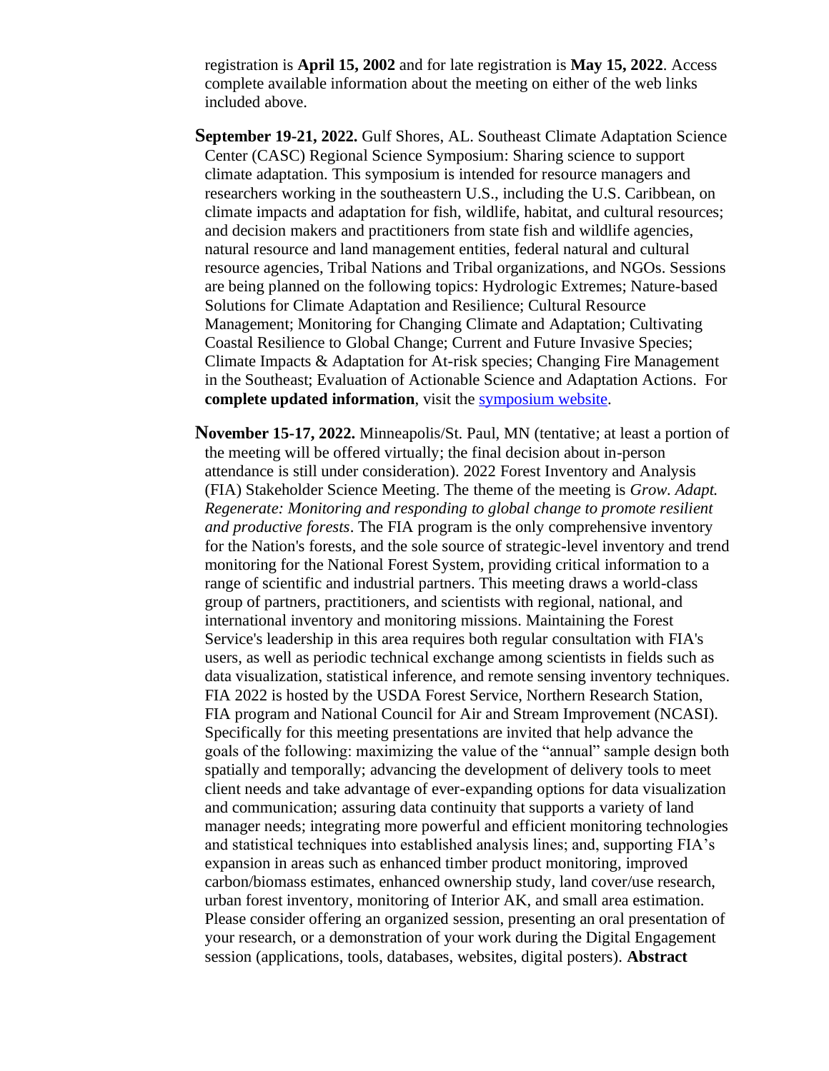registration is **April 15, 2002** and for late registration is **May 15, 2022**. Access complete available information about the meeting on either of the web links included above.

**September 19-21, 2022.** Gulf Shores, AL. Southeast Climate Adaptation Science Center (CASC) Regional Science Symposium: Sharing science to support climate adaptation. This symposium is intended for resource managers and researchers working in the southeastern U.S., including the U.S. Caribbean, on climate impacts and adaptation for fish, wildlife, habitat, and cultural resources; and decision makers and practitioners from state fish and wildlife agencies, natural resource and land management entities, federal natural and cultural resource agencies, Tribal Nations and Tribal organizations, and NGOs. Sessions are being planned on the following topics: Hydrologic Extremes; Nature-based Solutions for Climate Adaptation and Resilience; Cultural Resource Management; Monitoring for Changing Climate and Adaptation; Cultivating Coastal Resilience to Global Change; Current and Future Invasive Species; Climate Impacts & Adaptation for At-risk species; Changing Fire Management in the Southeast; Evaluation of Actionable Science and Adaptation Actions. For **complete updated information**, visit the symposium website.

**November 15-17, 2022.** Minneapolis/St. Paul, MN (tentative; at least a portion of the meeting will be offered virtually; the final decision about in-person attendance is still under consideration). 2022 Forest Inventory and Analysis (FIA) Stakeholder Science Meeting. The theme of the meeting is *Grow. Adapt. Regenerate: Monitoring and responding to global change to promote resilient and productive forests*. The FIA program is the only comprehensive inventory for the Nation's forests, and the sole source of strategic-level inventory and trend monitoring for the National Forest System, providing critical information to a range of scientific and industrial partners. This meeting draws a world-class group of partners, practitioners, and scientists with regional, national, and international inventory and monitoring missions. Maintaining the Forest Service's leadership in this area requires both regular consultation with FIA's users, as well as periodic technical exchange among scientists in fields such as data visualization, statistical inference, and remote sensing inventory techniques. FIA 2022 is hosted by the USDA Forest Service, Northern Research Station, FIA program and National Council for Air and Stream Improvement (NCASI). Specifically for this meeting presentations are invited that help advance the goals of the following: maximizing the value of the "annual" sample design both spatially and temporally; advancing the development of delivery tools to meet client needs and take advantage of ever-expanding options for data visualization and communication; assuring data continuity that supports a variety of land manager needs; integrating more powerful and efficient monitoring technologies and statistical techniques into established analysis lines; and, supporting FIA's expansion in areas such as enhanced timber product monitoring, improved carbon/biomass estimates, enhanced ownership study, land cover/use research, urban forest inventory, monitoring of Interior AK, and small area estimation. Please consider offering an organized session, presenting an oral presentation of your research, or a demonstration of your work during the Digital Engagement session (applications, tools, databases, websites, digital posters). **Abstract**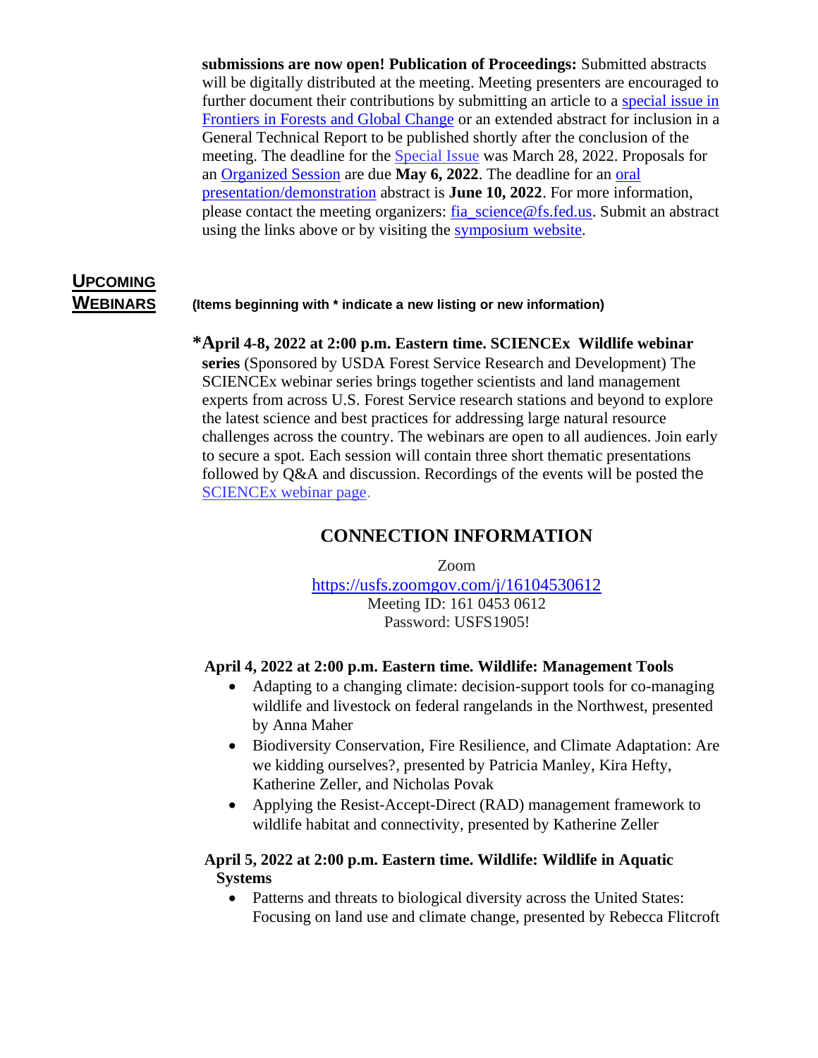**submissions are now open! Publication of Proceedings:** Submitted abstracts will be digitally distributed at the meeting. Meeting presenters are encouraged to further document their contributions by submitting an article to a special issue in Frontiers in Forests and Global Change or an extended abstract for inclusion in a General Technical Report to be published shortly after the conclusion of the meeting. The deadline for the Special Issue was March 28, 2022. Proposals for an Organized Session are due **May 6, 2022**. The deadline for an oral presentation/demonstration abstract is **June 10, 2022**. For more information, please contact the meeting organizers: fia_science@fs.fed.us. Submit an abstract using the links above or by visiting the symposium website.

## UPCOMING WEBINARS

**(Items beginning with * indicate a new listing or new information)**

***April 4-8, 2022 at 2:00 p.m. Eastern time. SCIENCEx Wildlife webinar series** (Sponsored by USDA Forest Service Research and Development) The SCIENCEx webinar series brings together scientists and land management experts from across U.S. Forest Service research stations and beyond to explore the latest science and best practices for addressing large natural resource challenges across the country. The webinars are open to all audiences. Join early to secure a spot. Each session will contain three short thematic presentations followed by Q&A and discussion. Recordings of the events will be posted the SCIENCEx webinar page.

### CONNECTION INFORMATION

Zoom
https://usfs.zoomgov.com/j/16104530612
Meeting ID: 161 0453 0612
Password: USFS1905!

**April 4, 2022 at 2:00 p.m. Eastern time. Wildlife: Management Tools**

- Adapting to a changing climate: decision-support tools for co-managing wildlife and livestock on federal rangelands in the Northwest, presented by Anna Maher
- Biodiversity Conservation, Fire Resilience, and Climate Adaptation: Are we kidding ourselves?, presented by Patricia Manley, Kira Hefty, Katherine Zeller, and Nicholas Povak
- Applying the Resist-Accept-Direct (RAD) management framework to wildlife habitat and connectivity, presented by Katherine Zeller

**April 5, 2022 at 2:00 p.m. Eastern time. Wildlife: Wildlife in Aquatic Systems**

- Patterns and threats to biological diversity across the United States: Focusing on land use and climate change, presented by Rebecca Flitcroft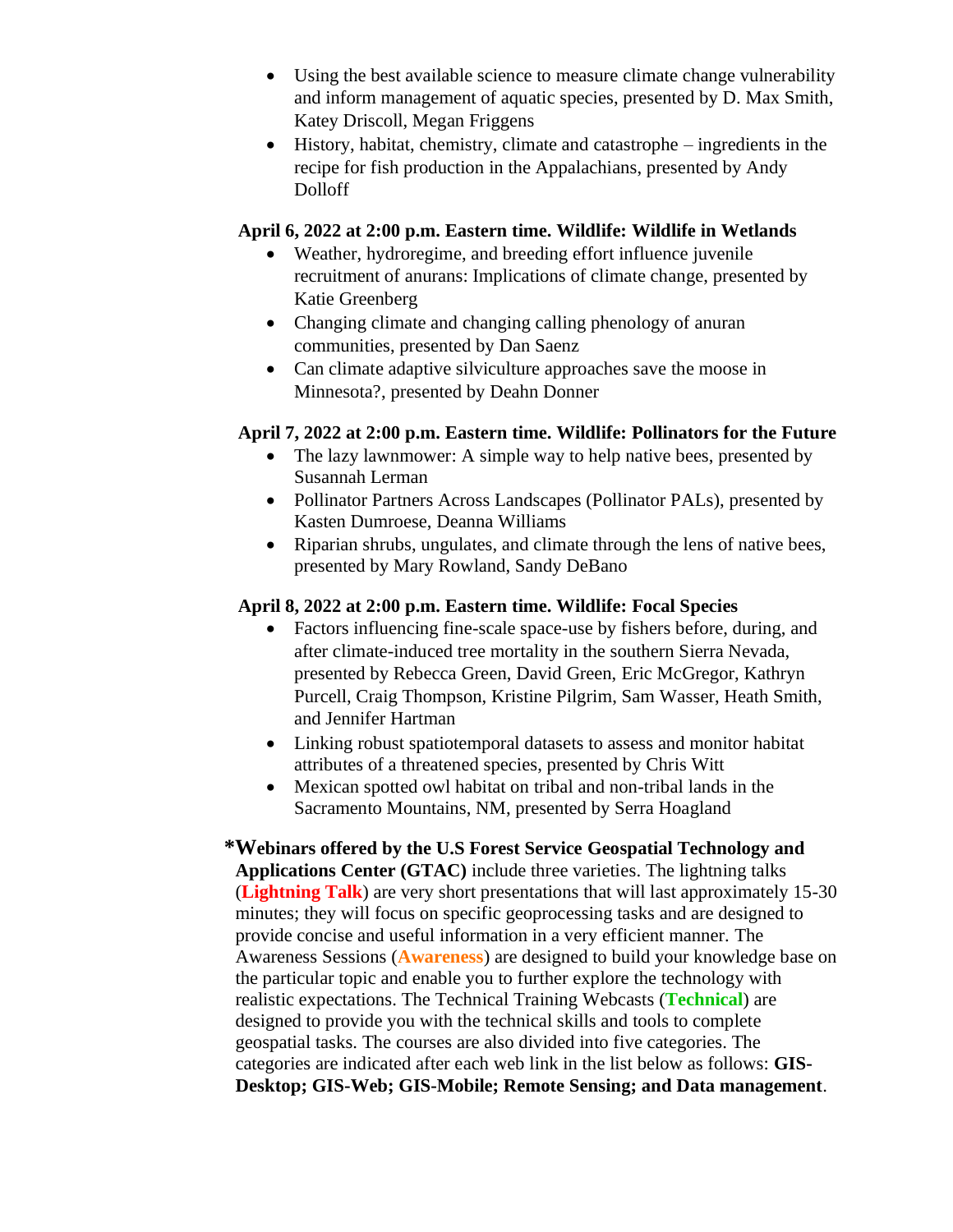- Using the best available science to measure climate change vulnerability and inform management of aquatic species, presented by D. Max Smith, Katey Driscoll, Megan Friggens
- History, habitat, chemistry, climate and catastrophe – ingredients in the recipe for fish production in the Appalachians, presented by Andy Dolloff

**April 6, 2022 at 2:00 p.m. Eastern time. Wildlife: Wildlife in Wetlands**

- Weather, hydroregime, and breeding effort influence juvenile recruitment of anurans: Implications of climate change, presented by Katie Greenberg
- Changing climate and changing calling phenology of anuran communities, presented by Dan Saenz
- Can climate adaptive silviculture approaches save the moose in Minnesota?, presented by Deahn Donner

**April 7, 2022 at 2:00 p.m. Eastern time. Wildlife: Pollinators for the Future**

- The lazy lawnmower: A simple way to help native bees, presented by Susannah Lerman
- Pollinator Partners Across Landscapes (Pollinator PALs), presented by Kasten Dumroese, Deanna Williams
- Riparian shrubs, ungulates, and climate through the lens of native bees, presented by Mary Rowland, Sandy DeBano

**April 8, 2022 at 2:00 p.m. Eastern time. Wildlife: Focal Species**

- Factors influencing fine-scale space-use by fishers before, during, and after climate-induced tree mortality in the southern Sierra Nevada, presented by Rebecca Green, David Green, Eric McGregor, Kathryn Purcell, Craig Thompson, Kristine Pilgrim, Sam Wasser, Heath Smith, and Jennifer Hartman
- Linking robust spatiotemporal datasets to assess and monitor habitat attributes of a threatened species, presented by Chris Witt
- Mexican spotted owl habitat on tribal and non-tribal lands in the Sacramento Mountains, NM, presented by Serra Hoagland

***Webinars offered by the U.S Forest Service Geospatial Technology and Applications Center (GTAC)** include three varieties. The lightning talks (**Lightning Talk**) are very short presentations that will last approximately 15-30 minutes; they will focus on specific geoprocessing tasks and are designed to provide concise and useful information in a very efficient manner. The Awareness Sessions (**Awareness**) are designed to build your knowledge base on the particular topic and enable you to further explore the technology with realistic expectations. The Technical Training Webcasts (**Technical**) are designed to provide you with the technical skills and tools to complete geospatial tasks. The courses are also divided into five categories. The categories are indicated after each web link in the list below as follows: **GIS-Desktop; GIS-Web; GIS-Mobile; Remote Sensing; and Data management**.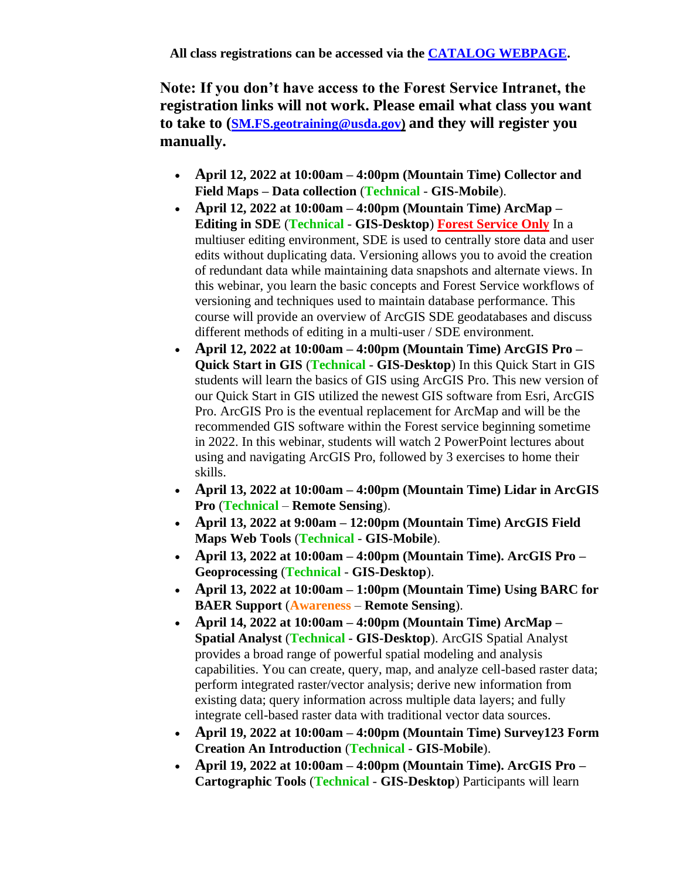**All class registrations can be accessed via the [CATALOG WEBPAGE](#).**

**Note: If you don't have access to the Forest Service Intranet, the registration links will not work. Please email what class you want to take to ([SM.FS.geotraining@usda.gov](mailto:SM.FS.geotraining@usda.gov)) and they will register you manually.**

- **April 12, 2022 at 10:00am – 4:00pm (Mountain Time) Collector and Field Maps – Data collection** (**Technical** - **GIS-Mobile**).
- **April 12, 2022 at 10:00am – 4:00pm (Mountain Time) ArcMap – Editing in SDE** (**Technical** - **GIS-Desktop**) **Forest Service Only** In a multiuser editing environment, SDE is used to centrally store data and user edits without duplicating data. Versioning allows you to avoid the creation of redundant data while maintaining data snapshots and alternate views. In this webinar, you learn the basic concepts and Forest Service workflows of versioning and techniques used to maintain database performance. This course will provide an overview of ArcGIS SDE geodatabases and discuss different methods of editing in a multi-user / SDE environment.
- **April 12, 2022 at 10:00am – 4:00pm (Mountain Time) ArcGIS Pro – Quick Start in GIS** (**Technical** - **GIS-Desktop**) In this Quick Start in GIS students will learn the basics of GIS using ArcGIS Pro. This new version of our Quick Start in GIS utilized the newest GIS software from Esri, ArcGIS Pro. ArcGIS Pro is the eventual replacement for ArcMap and will be the recommended GIS software within the Forest service beginning sometime in 2022. In this webinar, students will watch 2 PowerPoint lectures about using and navigating ArcGIS Pro, followed by 3 exercises to home their skills.
- **April 13, 2022 at 10:00am – 4:00pm (Mountain Time) Lidar in ArcGIS Pro** (**Technical** – **Remote Sensing**).
- **April 13, 2022 at 9:00am – 12:00pm (Mountain Time) ArcGIS Field Maps Web Tools** (**Technical** - **GIS-Mobile**).
- **April 13, 2022 at 10:00am – 4:00pm (Mountain Time). ArcGIS Pro – Geoprocessing** (**Technical** - **GIS-Desktop**).
- **April 13, 2022 at 10:00am – 1:00pm (Mountain Time) Using BARC for BAER Support** (**Awareness** – **Remote Sensing**).
- **April 14, 2022 at 10:00am – 4:00pm (Mountain Time) ArcMap – Spatial Analyst** (**Technical** - **GIS-Desktop**). ArcGIS Spatial Analyst provides a broad range of powerful spatial modeling and analysis capabilities. You can create, query, map, and analyze cell-based raster data; perform integrated raster/vector analysis; derive new information from existing data; query information across multiple data layers; and fully integrate cell-based raster data with traditional vector data sources.
- **April 19, 2022 at 10:00am – 4:00pm (Mountain Time) Survey123 Form Creation An Introduction** (**Technical** - **GIS-Mobile**).
- **April 19, 2022 at 10:00am – 4:00pm (Mountain Time). ArcGIS Pro – Cartographic Tools** (**Technical** - **GIS-Desktop**) Participants will learn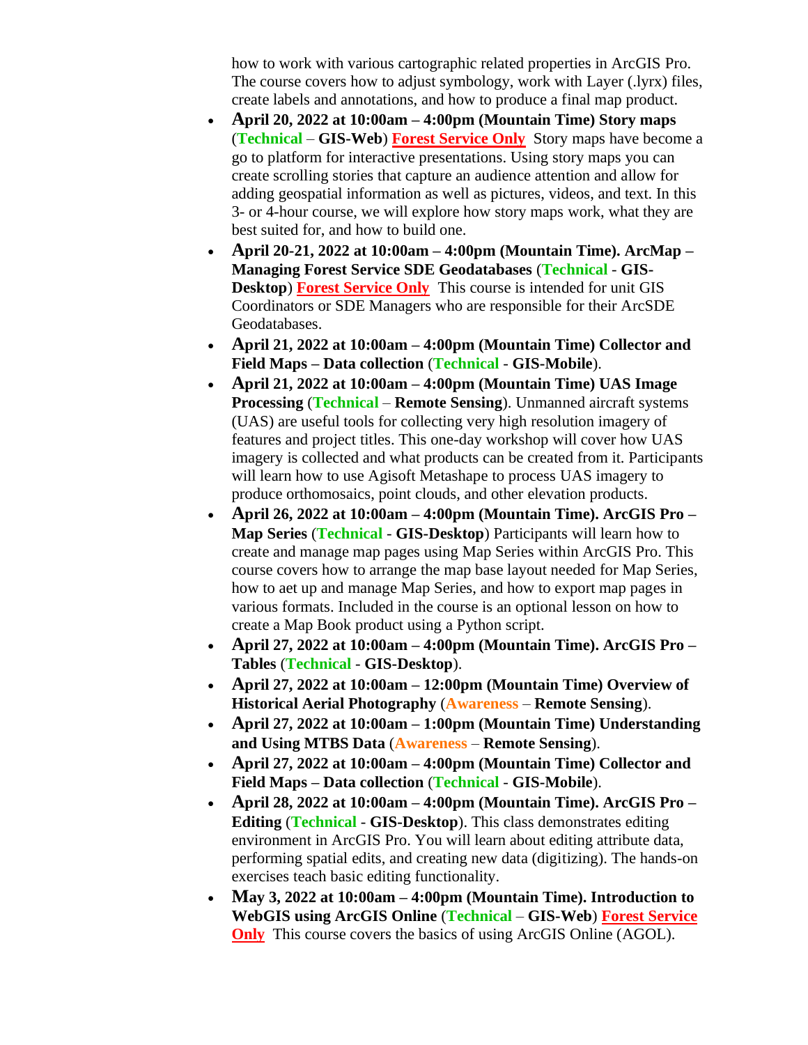how to work with various cartographic related properties in ArcGIS Pro. The course covers how to adjust symbology, work with Layer (.lyrx) files, create labels and annotations, and how to produce a final map product.

- **April 20, 2022 at 10:00am – 4:00pm (Mountain Time) Story maps** (**Technical** – **GIS-Web**) **Forest Service Only** Story maps have become a go to platform for interactive presentations. Using story maps you can create scrolling stories that capture an audience attention and allow for adding geospatial information as well as pictures, videos, and text. In this 3- or 4-hour course, we will explore how story maps work, what they are best suited for, and how to build one.
- **April 20-21, 2022 at 10:00am – 4:00pm (Mountain Time). ArcMap – Managing Forest Service SDE Geodatabases** (**Technical** - **GIS-Desktop**) **Forest Service Only** This course is intended for unit GIS Coordinators or SDE Managers who are responsible for their ArcSDE Geodatabases.
- **April 21, 2022 at 10:00am – 4:00pm (Mountain Time) Collector and Field Maps – Data collection** (**Technical** - **GIS-Mobile**).
- **April 21, 2022 at 10:00am – 4:00pm (Mountain Time) UAS Image Processing** (**Technical** – **Remote Sensing**). Unmanned aircraft systems (UAS) are useful tools for collecting very high resolution imagery of features and project titles. This one-day workshop will cover how UAS imagery is collected and what products can be created from it. Participants will learn how to use Agisoft Metashape to process UAS imagery to produce orthomosaics, point clouds, and other elevation products.
- **April 26, 2022 at 10:00am – 4:00pm (Mountain Time). ArcGIS Pro – Map Series** (**Technical** - **GIS-Desktop**) Participants will learn how to create and manage map pages using Map Series within ArcGIS Pro. This course covers how to arrange the map base layout needed for Map Series, how to aet up and manage Map Series, and how to export map pages in various formats. Included in the course is an optional lesson on how to create a Map Book product using a Python script.
- **April 27, 2022 at 10:00am – 4:00pm (Mountain Time). ArcGIS Pro – Tables** (**Technical** - **GIS-Desktop**).
- **April 27, 2022 at 10:00am – 12:00pm (Mountain Time) Overview of Historical Aerial Photography** (**Awareness** – **Remote Sensing**).
- **April 27, 2022 at 10:00am – 1:00pm (Mountain Time) Understanding and Using MTBS Data** (**Awareness** – **Remote Sensing**).
- **April 27, 2022 at 10:00am – 4:00pm (Mountain Time) Collector and Field Maps – Data collection** (**Technical** - **GIS-Mobile**).
- **April 28, 2022 at 10:00am – 4:00pm (Mountain Time). ArcGIS Pro – Editing** (**Technical** - **GIS-Desktop**). This class demonstrates editing environment in ArcGIS Pro. You will learn about editing attribute data, performing spatial edits, and creating new data (digitizing). The hands-on exercises teach basic editing functionality.
- **May 3, 2022 at 10:00am – 4:00pm (Mountain Time). Introduction to WebGIS using ArcGIS Online** (**Technical** – **GIS-Web**) **Forest Service Only** This course covers the basics of using ArcGIS Online (AGOL).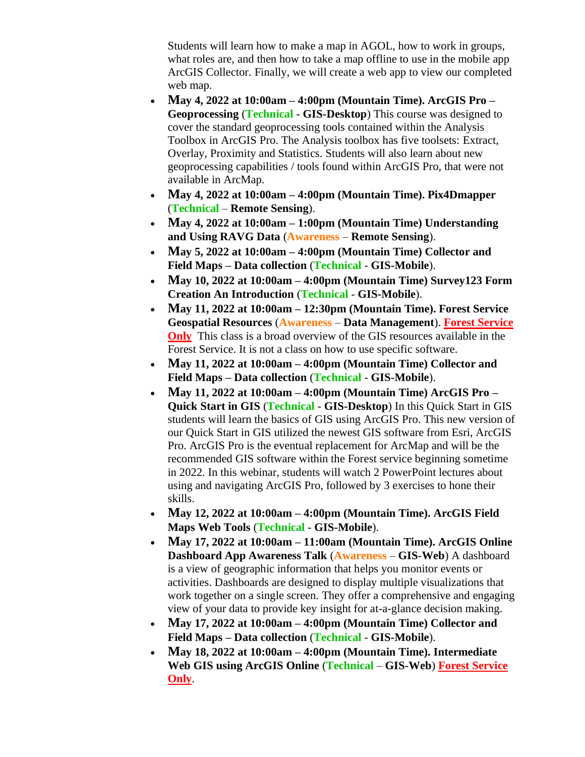Students will learn how to make a map in AGOL, how to work in groups, what roles are, and then how to take a map offline to use in the mobile app ArcGIS Collector. Finally, we will create a web app to view our completed web map.

- **May 4, 2022 at 10:00am – 4:00pm (Mountain Time). ArcGIS Pro – Geoprocessing** (**Technical** - **GIS-Desktop**) This course was designed to cover the standard geoprocessing tools contained within the Analysis Toolbox in ArcGIS Pro. The Analysis toolbox has five toolsets: Extract, Overlay, Proximity and Statistics. Students will also learn about new geoprocessing capabilities / tools found within ArcGIS Pro, that were not available in ArcMap.
- **May 4, 2022 at 10:00am – 4:00pm (Mountain Time). Pix4Dmapper** (**Technical** – **Remote Sensing**).
- **May 4, 2022 at 10:00am – 1:00pm (Mountain Time) Understanding and Using RAVG Data** (**Awareness** – **Remote Sensing**).
- **May 5, 2022 at 10:00am – 4:00pm (Mountain Time) Collector and Field Maps – Data collection** (**Technical** - **GIS-Mobile**).
- **May 10, 2022 at 10:00am – 4:00pm (Mountain Time) Survey123 Form Creation An Introduction** (**Technical** - **GIS-Mobile**).
- **May 11, 2022 at 10:00am – 12:30pm (Mountain Time). Forest Service Geospatial Resources** (**Awareness** – **Data Management**). **Forest Service Only** This class is a broad overview of the GIS resources available in the Forest Service. It is not a class on how to use specific software.
- **May 11, 2022 at 10:00am – 4:00pm (Mountain Time) Collector and Field Maps – Data collection** (**Technical** - **GIS-Mobile**).
- **May 11, 2022 at 10:00am – 4:00pm (Mountain Time) ArcGIS Pro – Quick Start in GIS** (**Technical** - **GIS-Desktop**) In this Quick Start in GIS students will learn the basics of GIS using ArcGIS Pro. This new version of our Quick Start in GIS utilized the newest GIS software from Esri, ArcGIS Pro. ArcGIS Pro is the eventual replacement for ArcMap and will be the recommended GIS software within the Forest service beginning sometime in 2022. In this webinar, students will watch 2 PowerPoint lectures about using and navigating ArcGIS Pro, followed by 3 exercises to hone their skills.
- **May 12, 2022 at 10:00am – 4:00pm (Mountain Time). ArcGIS Field Maps Web Tools** (**Technical** - **GIS-Mobile**).
- **May 17, 2022 at 10:00am – 11:00am (Mountain Time). ArcGIS Online Dashboard App Awareness Talk** (**Awareness** – **GIS-Web**) A dashboard is a view of geographic information that helps you monitor events or activities. Dashboards are designed to display multiple visualizations that work together on a single screen. They offer a comprehensive and engaging view of your data to provide key insight for at-a-glance decision making.
- **May 17, 2022 at 10:00am – 4:00pm (Mountain Time) Collector and Field Maps – Data collection** (**Technical** - **GIS-Mobile**).
- **May 18, 2022 at 10:00am – 4:00pm (Mountain Time). Intermediate Web GIS using ArcGIS Online** (**Technical** – **GIS-Web**) **Forest Service Only**.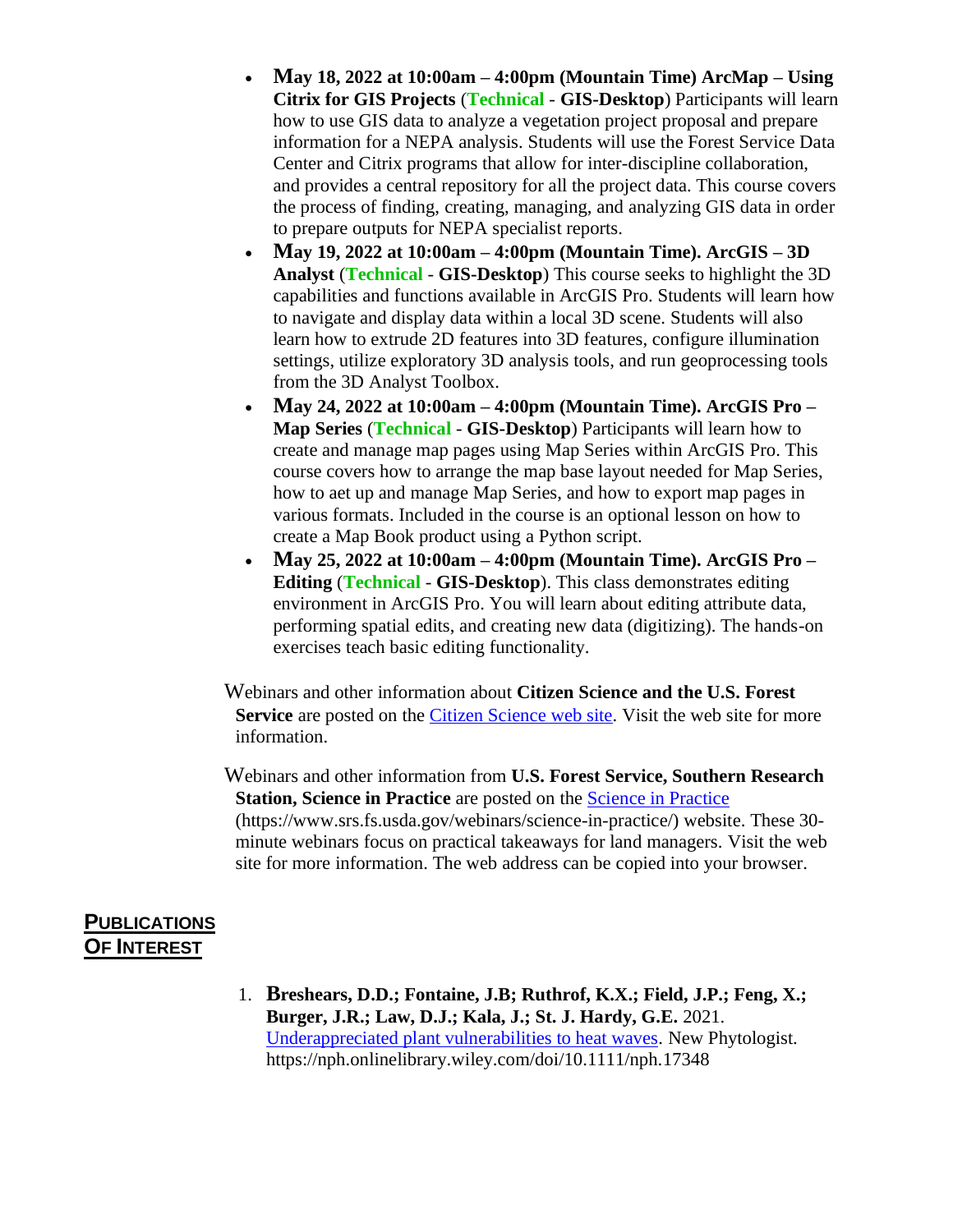- **May 18, 2022 at 10:00am – 4:00pm (Mountain Time) ArcMap – Using Citrix for GIS Projects** (**Technical** - **GIS-Desktop**) Participants will learn how to use GIS data to analyze a vegetation project proposal and prepare information for a NEPA analysis. Students will use the Forest Service Data Center and Citrix programs that allow for inter-discipline collaboration, and provides a central repository for all the project data. This course covers the process of finding, creating, managing, and analyzing GIS data in order to prepare outputs for NEPA specialist reports.
- **May 19, 2022 at 10:00am – 4:00pm (Mountain Time). ArcGIS – 3D Analyst** (**Technical** - **GIS-Desktop**) This course seeks to highlight the 3D capabilities and functions available in ArcGIS Pro. Students will learn how to navigate and display data within a local 3D scene. Students will also learn how to extrude 2D features into 3D features, configure illumination settings, utilize exploratory 3D analysis tools, and run geoprocessing tools from the 3D Analyst Toolbox.
- **May 24, 2022 at 10:00am – 4:00pm (Mountain Time). ArcGIS Pro – Map Series** (**Technical** - **GIS-Desktop**) Participants will learn how to create and manage map pages using Map Series within ArcGIS Pro. This course covers how to arrange the map base layout needed for Map Series, how to aet up and manage Map Series, and how to export map pages in various formats. Included in the course is an optional lesson on how to create a Map Book product using a Python script.
- **May 25, 2022 at 10:00am – 4:00pm (Mountain Time). ArcGIS Pro – Editing** (**Technical** - **GIS-Desktop**). This class demonstrates editing environment in ArcGIS Pro. You will learn about editing attribute data, performing spatial edits, and creating new data (digitizing). The hands-on exercises teach basic editing functionality.

Webinars and other information about **Citizen Science and the U.S. Forest Service** are posted on the Citizen Science web site. Visit the web site for more information.

Webinars and other information from **U.S. Forest Service, Southern Research Station, Science in Practice** are posted on the Science in Practice (https://www.srs.fs.usda.gov/webinars/science-in-practice/) website. These 30-minute webinars focus on practical takeaways for land managers. Visit the web site for more information. The web address can be copied into your browser.

## Publications of Interest

1. **Breshears, D.D.; Fontaine, J.B; Ruthrof, K.X.; Field, J.P.; Feng, X.; Burger, J.R.; Law, D.J.; Kala, J.; St. J. Hardy, G.E.** 2021. Underappreciated plant vulnerabilities to heat waves. New Phytologist. https://nph.onlinelibrary.wiley.com/doi/10.1111/nph.17348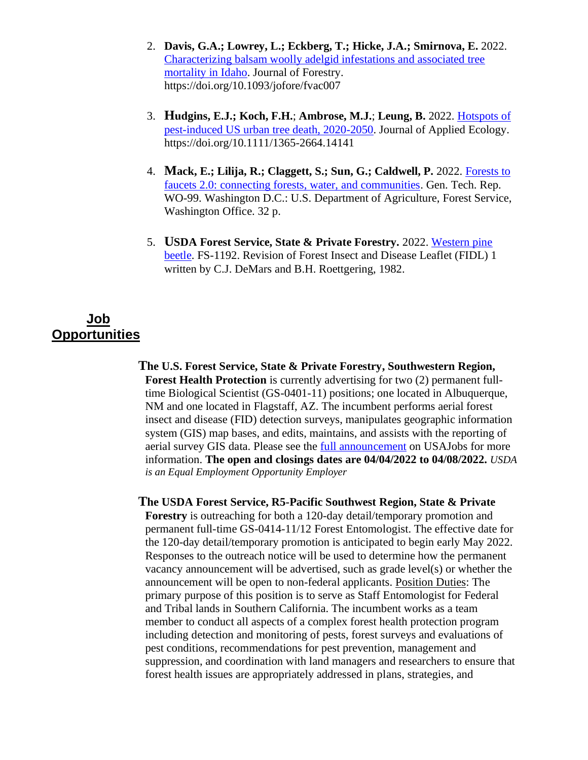2. **Davis, G.A.; Lowrey, L.; Eckberg, T.; Hicke, J.A.; Smirnova, E.** 2022. Characterizing balsam woolly adelgid infestations and associated tree mortality in Idaho. Journal of Forestry. https://doi.org/10.1093/jofore/fvac007

3. **Hudgins, E.J.; Koch, F.H.**; **Ambrose, M.J.**; **Leung, B.** 2022. Hotspots of pest-induced US urban tree death, 2020-2050. Journal of Applied Ecology. https://doi.org/10.1111/1365-2664.14141

4. **Mack, E.; Lilija, R.; Claggett, S.; Sun, G.; Caldwell, P.** 2022. Forests to faucets 2.0: connecting forests, water, and communities. Gen. Tech. Rep. WO-99. Washington D.C.: U.S. Department of Agriculture, Forest Service, Washington Office. 32 p.

5. **USDA Forest Service, State & Private Forestry.** 2022. Western pine beetle. FS-1192. Revision of Forest Insect and Disease Leaflet (FIDL) 1 written by C.J. DeMars and B.H. Roettgering, 1982.

## Job Opportunities

**The U.S. Forest Service, State & Private Forestry, Southwestern Region, Forest Health Protection** is currently advertising for two (2) permanent full-time Biological Scientist (GS-0401-11) positions; one located in Albuquerque, NM and one located in Flagstaff, AZ. The incumbent performs aerial forest insect and disease (FID) detection surveys, manipulates geographic information system (GIS) map bases, and edits, maintains, and assists with the reporting of aerial survey GIS data. Please see the full announcement on USAJobs for more information. **The open and closings dates are 04/04/2022 to 04/08/2022.** *USDA is an Equal Employment Opportunity Employer*

**The USDA Forest Service, R5-Pacific Southwest Region, State & Private Forestry** is outreaching for both a 120-day detail/temporary promotion and permanent full-time GS-0414-11/12 Forest Entomologist. The effective date for the 120-day detail/temporary promotion is anticipated to begin early May 2022. Responses to the outreach notice will be used to determine how the permanent vacancy announcement will be advertised, such as grade level(s) or whether the announcement will be open to non-federal applicants. Position Duties: The primary purpose of this position is to serve as Staff Entomologist for Federal and Tribal lands in Southern California. The incumbent works as a team member to conduct all aspects of a complex forest health protection program including detection and monitoring of pests, forest surveys and evaluations of pest conditions, recommendations for pest prevention, management and suppression, and coordination with land managers and researchers to ensure that forest health issues are appropriately addressed in plans, strategies, and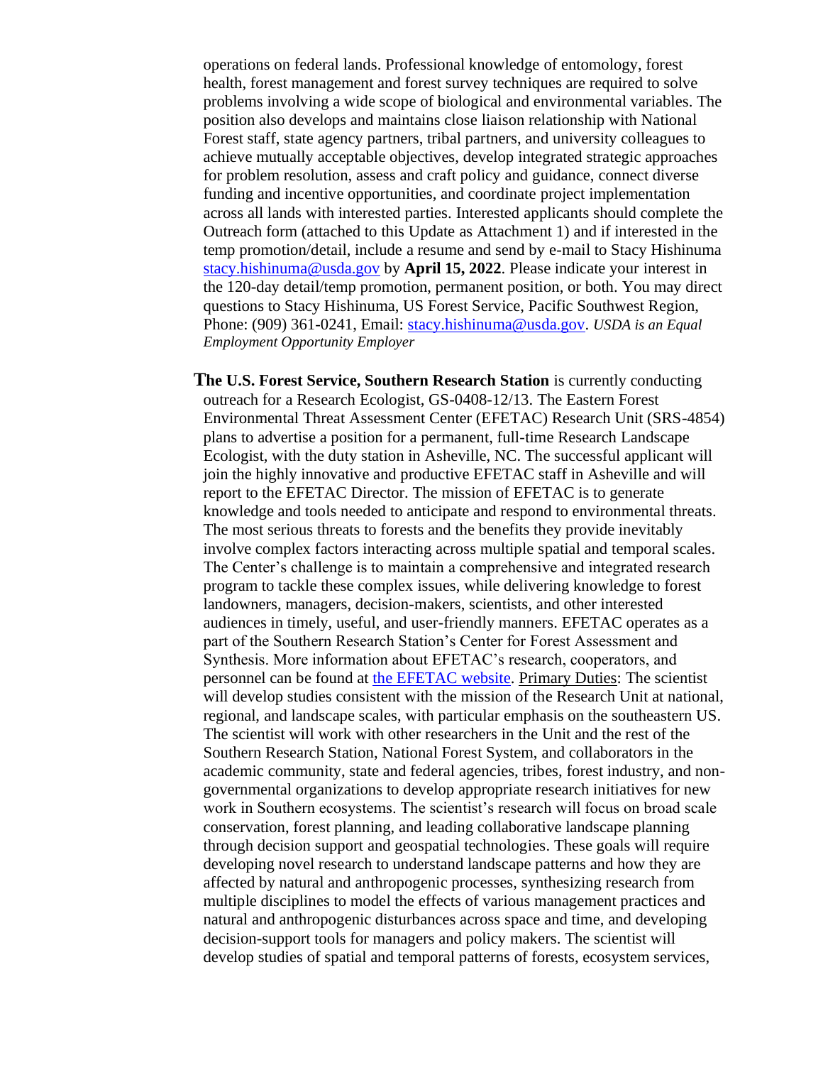operations on federal lands. Professional knowledge of entomology, forest health, forest management and forest survey techniques are required to solve problems involving a wide scope of biological and environmental variables. The position also develops and maintains close liaison relationship with National Forest staff, state agency partners, tribal partners, and university colleagues to achieve mutually acceptable objectives, develop integrated strategic approaches for problem resolution, assess and craft policy and guidance, connect diverse funding and incentive opportunities, and coordinate project implementation across all lands with interested parties. Interested applicants should complete the Outreach form (attached to this Update as Attachment 1) and if interested in the temp promotion/detail, include a resume and send by e-mail to Stacy Hishinuma [stacy.hishinuma@usda.gov](mailto:stacy.hishinuma@usda.gov) by **April 15, 2022**. Please indicate your interest in the 120-day detail/temp promotion, permanent position, or both. You may direct questions to Stacy Hishinuma, US Forest Service, Pacific Southwest Region, Phone: (909) 361-0241, Email: [stacy.hishinuma@usda.gov](mailto:stacy.hishinuma@usda.gov). *USDA is an Equal Employment Opportunity Employer*

**The U.S. Forest Service, Southern Research Station** is currently conducting outreach for a Research Ecologist, GS-0408-12/13. The Eastern Forest Environmental Threat Assessment Center (EFETAC) Research Unit (SRS-4854) plans to advertise a position for a permanent, full-time Research Landscape Ecologist, with the duty station in Asheville, NC. The successful applicant will join the highly innovative and productive EFETAC staff in Asheville and will report to the EFETAC Director. The mission of EFETAC is to generate knowledge and tools needed to anticipate and respond to environmental threats. The most serious threats to forests and the benefits they provide inevitably involve complex factors interacting across multiple spatial and temporal scales. The Center's challenge is to maintain a comprehensive and integrated research program to tackle these complex issues, while delivering knowledge to forest landowners, managers, decision-makers, scientists, and other interested audiences in timely, useful, and user-friendly manners. EFETAC operates as a part of the Southern Research Station's Center for Forest Assessment and Synthesis. More information about EFETAC's research, cooperators, and personnel can be found at the EFETAC website. Primary Duties: The scientist will develop studies consistent with the mission of the Research Unit at national, regional, and landscape scales, with particular emphasis on the southeastern US. The scientist will work with other researchers in the Unit and the rest of the Southern Research Station, National Forest System, and collaborators in the academic community, state and federal agencies, tribes, forest industry, and non-governmental organizations to develop appropriate research initiatives for new work in Southern ecosystems. The scientist's research will focus on broad scale conservation, forest planning, and leading collaborative landscape planning through decision support and geospatial technologies. These goals will require developing novel research to understand landscape patterns and how they are affected by natural and anthropogenic processes, synthesizing research from multiple disciplines to model the effects of various management practices and natural and anthropogenic disturbances across space and time, and developing decision-support tools for managers and policy makers. The scientist will develop studies of spatial and temporal patterns of forests, ecosystem services,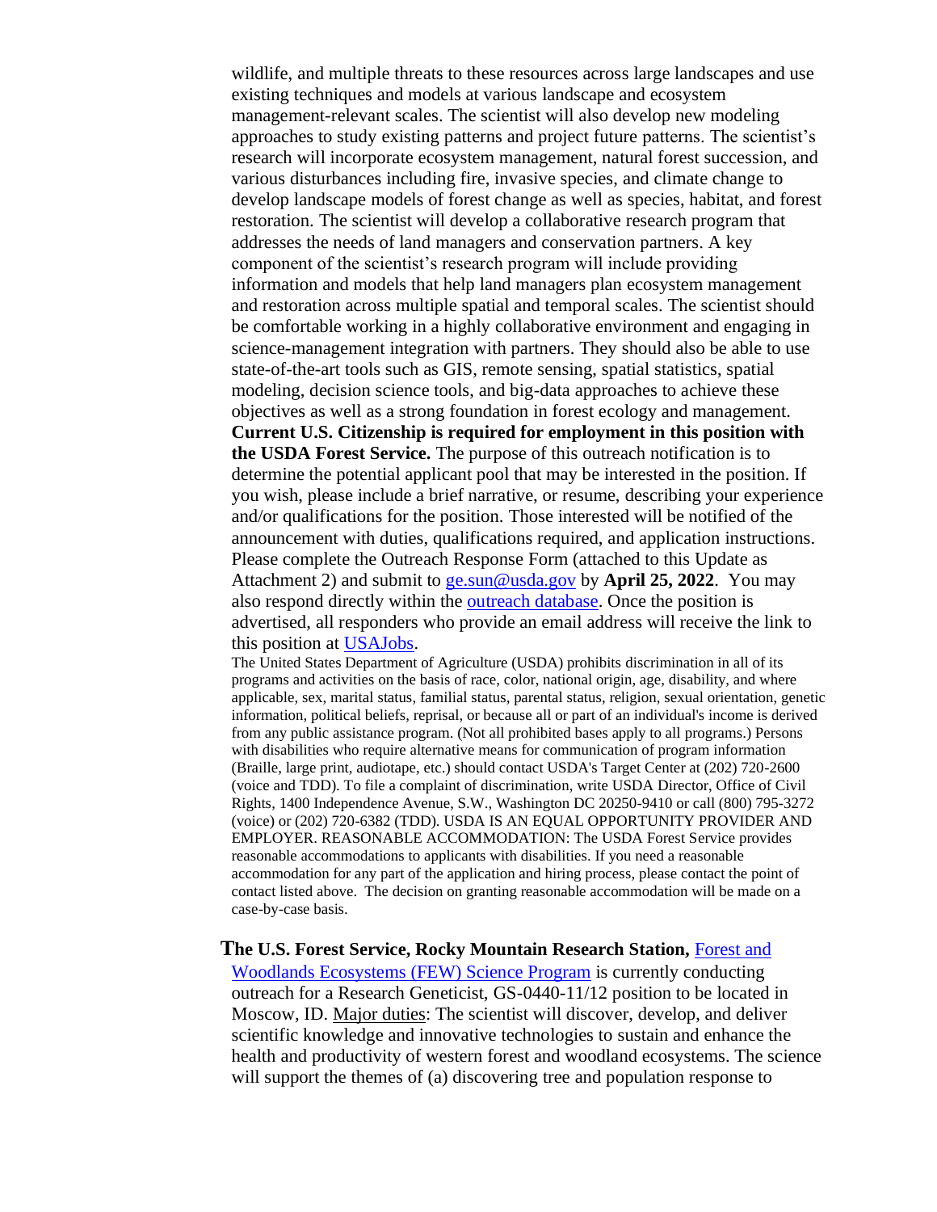wildlife, and multiple threats to these resources across large landscapes and use existing techniques and models at various landscape and ecosystem management-relevant scales. The scientist will also develop new modeling approaches to study existing patterns and project future patterns. The scientist's research will incorporate ecosystem management, natural forest succession, and various disturbances including fire, invasive species, and climate change to develop landscape models of forest change as well as species, habitat, and forest restoration. The scientist will develop a collaborative research program that addresses the needs of land managers and conservation partners. A key component of the scientist's research program will include providing information and models that help land managers plan ecosystem management and restoration across multiple spatial and temporal scales. The scientist should be comfortable working in a highly collaborative environment and engaging in science-management integration with partners. They should also be able to use state-of-the-art tools such as GIS, remote sensing, spatial statistics, spatial modeling, decision science tools, and big-data approaches to achieve these objectives as well as a strong foundation in forest ecology and management. **Current U.S. Citizenship is required for employment in this position with the USDA Forest Service.** The purpose of this outreach notification is to determine the potential applicant pool that may be interested in the position. If you wish, please include a brief narrative, or resume, describing your experience and/or qualifications for the position. Those interested will be notified of the announcement with duties, qualifications required, and application instructions. Please complete the Outreach Response Form (attached to this Update as Attachment 2) and submit to ge.sun@usda.gov by **April 25, 2022**. You may also respond directly within the outreach database. Once the position is advertised, all responders who provide an email address will receive the link to this position at USAJobs.

The United States Department of Agriculture (USDA) prohibits discrimination in all of its programs and activities on the basis of race, color, national origin, age, disability, and where applicable, sex, marital status, familial status, parental status, religion, sexual orientation, genetic information, political beliefs, reprisal, or because all or part of an individual's income is derived from any public assistance program. (Not all prohibited bases apply to all programs.) Persons with disabilities who require alternative means for communication of program information (Braille, large print, audiotape, etc.) should contact USDA's Target Center at (202) 720-2600 (voice and TDD). To file a complaint of discrimination, write USDA Director, Office of Civil Rights, 1400 Independence Avenue, S.W., Washington DC 20250-9410 or call (800) 795-3272 (voice) or (202) 720-6382 (TDD). USDA IS AN EQUAL OPPORTUNITY PROVIDER AND EMPLOYER. REASONABLE ACCOMMODATION: The USDA Forest Service provides reasonable accommodations to applicants with disabilities. If you need a reasonable accommodation for any part of the application and hiring process, please contact the point of contact listed above. The decision on granting reasonable accommodation will be made on a case-by-case basis.

**The U.S. Forest Service, Rocky Mountain Research Station,** Forest and Woodlands Ecosystems (FEW) Science Program is currently conducting outreach for a Research Geneticist, GS-0440-11/12 position to be located in Moscow, ID. Major duties: The scientist will discover, develop, and deliver scientific knowledge and innovative technologies to sustain and enhance the health and productivity of western forest and woodland ecosystems. The science will support the themes of (a) discovering tree and population response to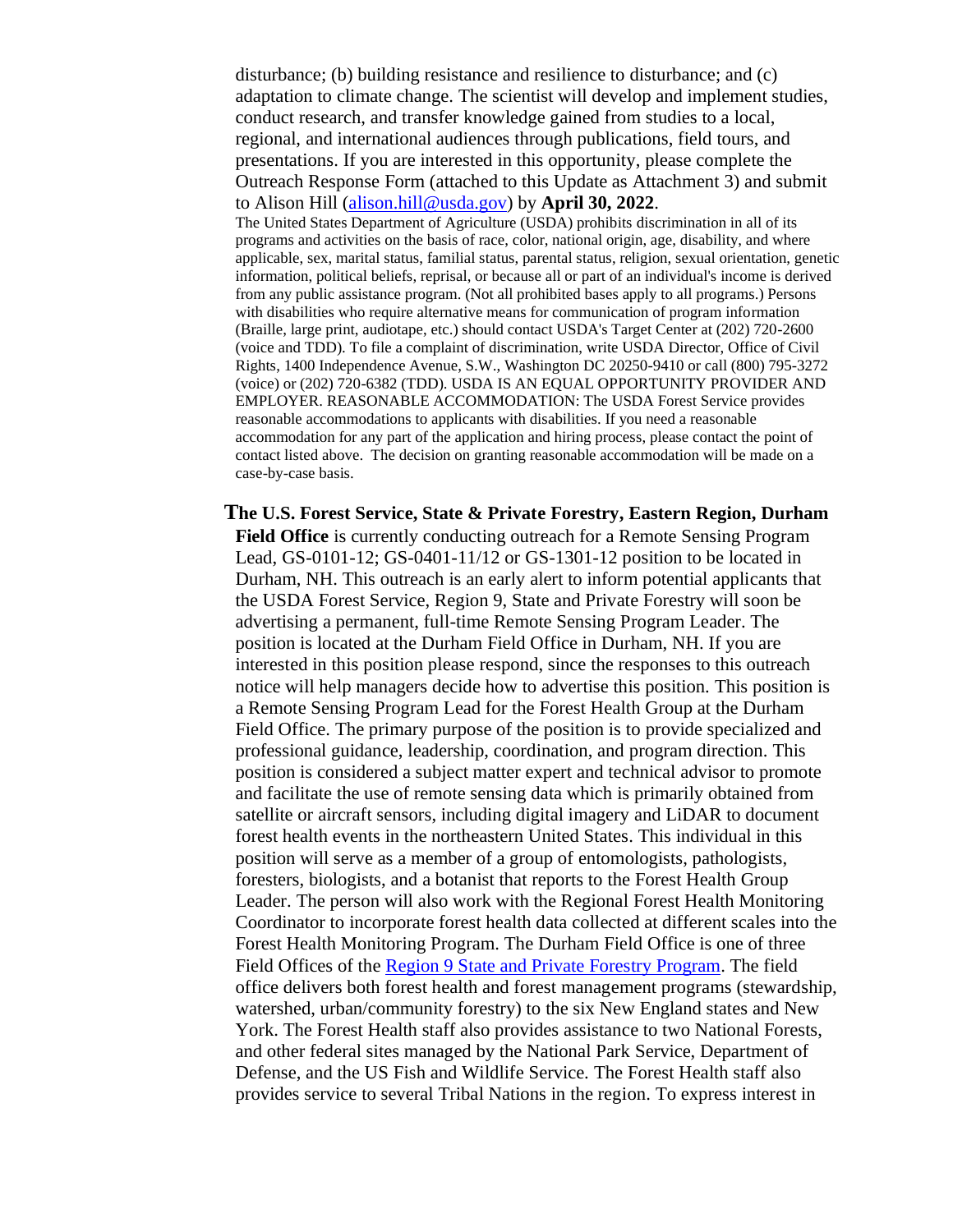disturbance; (b) building resistance and resilience to disturbance; and (c) adaptation to climate change. The scientist will develop and implement studies, conduct research, and transfer knowledge gained from studies to a local, regional, and international audiences through publications, field tours, and presentations. If you are interested in this opportunity, please complete the Outreach Response Form (attached to this Update as Attachment 3) and submit to Alison Hill ([alison.hill@usda.gov](mailto:alison.hill@usda.gov)) by **April 30, 2022**.

The United States Department of Agriculture (USDA) prohibits discrimination in all of its programs and activities on the basis of race, color, national origin, age, disability, and where applicable, sex, marital status, familial status, parental status, religion, sexual orientation, genetic information, political beliefs, reprisal, or because all or part of an individual's income is derived from any public assistance program. (Not all prohibited bases apply to all programs.) Persons with disabilities who require alternative means for communication of program information (Braille, large print, audiotape, etc.) should contact USDA's Target Center at (202) 720-2600 (voice and TDD). To file a complaint of discrimination, write USDA Director, Office of Civil Rights, 1400 Independence Avenue, S.W., Washington DC 20250-9410 or call (800) 795-3272 (voice) or (202) 720-6382 (TDD). USDA IS AN EQUAL OPPORTUNITY PROVIDER AND EMPLOYER. REASONABLE ACCOMMODATION: The USDA Forest Service provides reasonable accommodations to applicants with disabilities. If you need a reasonable accommodation for any part of the application and hiring process, please contact the point of contact listed above. The decision on granting reasonable accommodation will be made on a case-by-case basis.

**The U.S. Forest Service, State & Private Forestry, Eastern Region, Durham Field Office** is currently conducting outreach for a Remote Sensing Program Lead, GS-0101-12; GS-0401-11/12 or GS-1301-12 position to be located in Durham, NH. This outreach is an early alert to inform potential applicants that the USDA Forest Service, Region 9, State and Private Forestry will soon be advertising a permanent, full-time Remote Sensing Program Leader. The position is located at the Durham Field Office in Durham, NH. If you are interested in this position please respond, since the responses to this outreach notice will help managers decide how to advertise this position. This position is a Remote Sensing Program Lead for the Forest Health Group at the Durham Field Office. The primary purpose of the position is to provide specialized and professional guidance, leadership, coordination, and program direction. This position is considered a subject matter expert and technical advisor to promote and facilitate the use of remote sensing data which is primarily obtained from satellite or aircraft sensors, including digital imagery and LiDAR to document forest health events in the northeastern United States. This individual in this position will serve as a member of a group of entomologists, pathologists, foresters, biologists, and a botanist that reports to the Forest Health Group Leader. The person will also work with the Regional Forest Health Monitoring Coordinator to incorporate forest health data collected at different scales into the Forest Health Monitoring Program. The Durham Field Office is one of three Field Offices of the [Region 9 State and Private Forestry Program](). The field office delivers both forest health and forest management programs (stewardship, watershed, urban/community forestry) to the six New England states and New York. The Forest Health staff also provides assistance to two National Forests, and other federal sites managed by the National Park Service, Department of Defense, and the US Fish and Wildlife Service. The Forest Health staff also provides service to several Tribal Nations in the region. To express interest in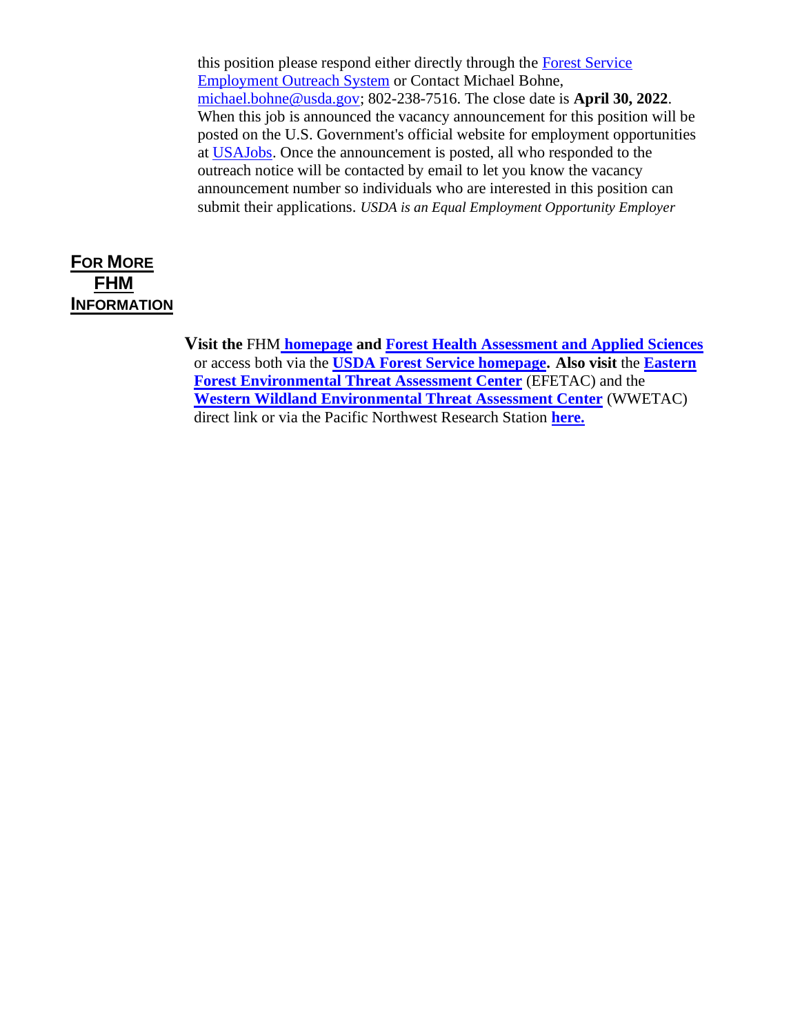this position please respond either directly through the Forest Service Employment Outreach System or Contact Michael Bohne, michael.bohne@usda.gov; 802-238-7516. The close date is **April 30, 2022**. When this job is announced the vacancy announcement for this position will be posted on the U.S. Government's official website for employment opportunities at USAJobs. Once the announcement is posted, all who responded to the outreach notice will be contacted by email to let you know the vacancy announcement number so individuals who are interested in this position can submit their applications. *USDA is an Equal Employment Opportunity Employer*

## FOR MORE FHM INFORMATION

**Visit the** FHM **homepage and Forest Health Assessment and Applied Sciences** or access both via the **USDA Forest Service homepage. Also visit** the **Eastern Forest Environmental Threat Assessment Center** (EFETAC) and the **Western Wildland Environmental Threat Assessment Center** (WWETAC) direct link or via the Pacific Northwest Research Station **here.**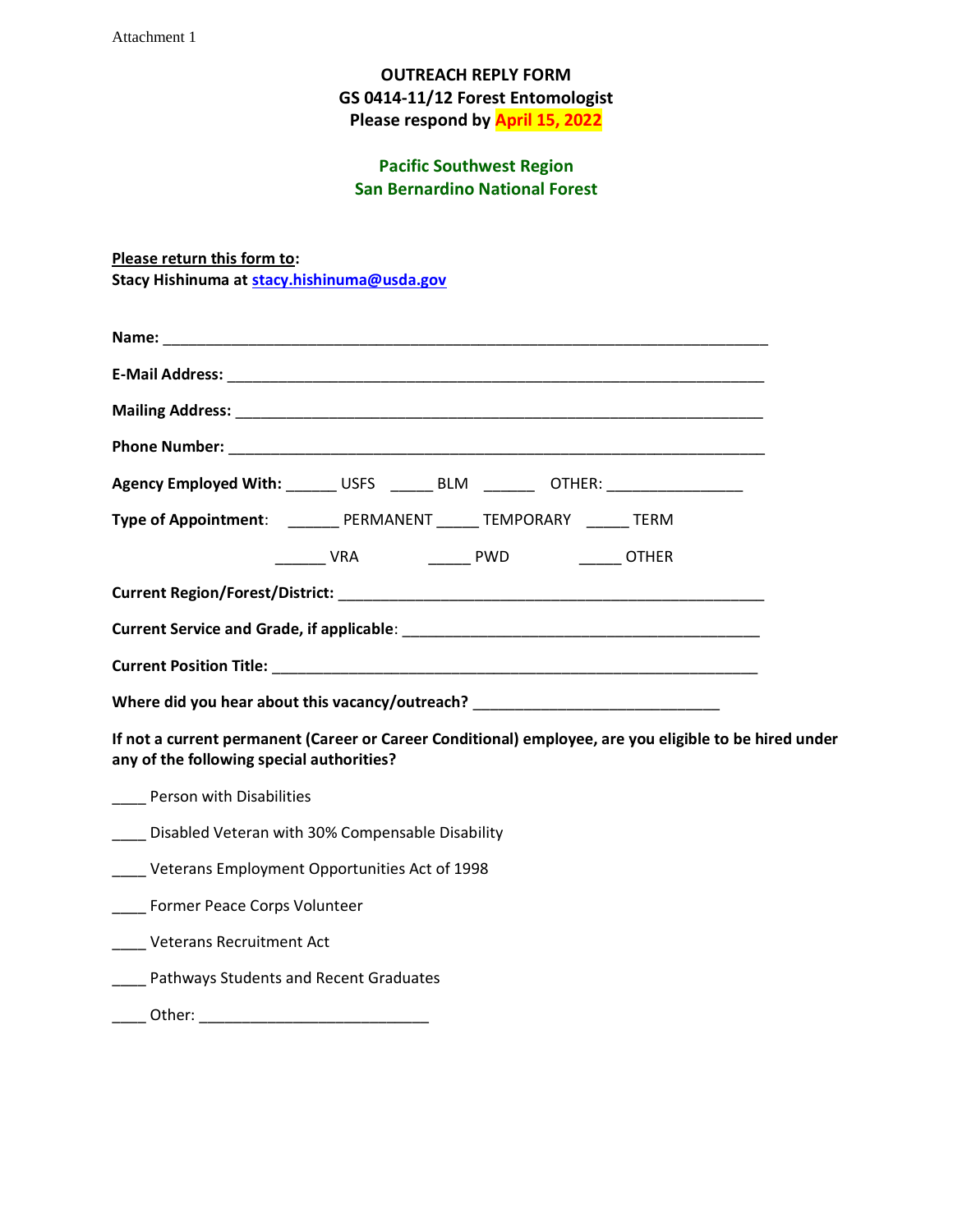Attachment 1

**OUTREACH REPLY FORM**
**GS 0414-11/12 Forest Entomologist**
**Please respond by April 15, 2022**

**Pacific Southwest Region**
**San Bernardino National Forest**

**Please return this form to:**
**Stacy Hishinuma at stacy.hishinuma@usda.gov**

**Name:** ___________________________________________________________________________

**E-Mail Address:** ___________________________________________________________________

**Mailing Address:** __________________________________________________________________

**Phone Number:** ___________________________________________________________________

**Agency Employed With:** ______ USFS _____ BLM ______ OTHER: ________________

**Type of Appointment**: ______ PERMANENT _____ TEMPORARY _____ TERM

______ VRA _____ PWD _____ OTHER

**Current Region/Forest/District:** ________________________________________________

**Current Service and Grade, if applicable**: ________________________________________

**Current Position Title:** _______________________________________________________

**Where did you hear about this vacancy/outreach?** ____________________________

**If not a current permanent (Career or Career Conditional) employee, are you eligible to be hired under any of the following special authorities?**

____ Person with Disabilities

____ Disabled Veteran with 30% Compensable Disability

____ Veterans Employment Opportunities Act of 1998

____ Former Peace Corps Volunteer

____ Veterans Recruitment Act

____ Pathways Students and Recent Graduates

____ Other: ___________________________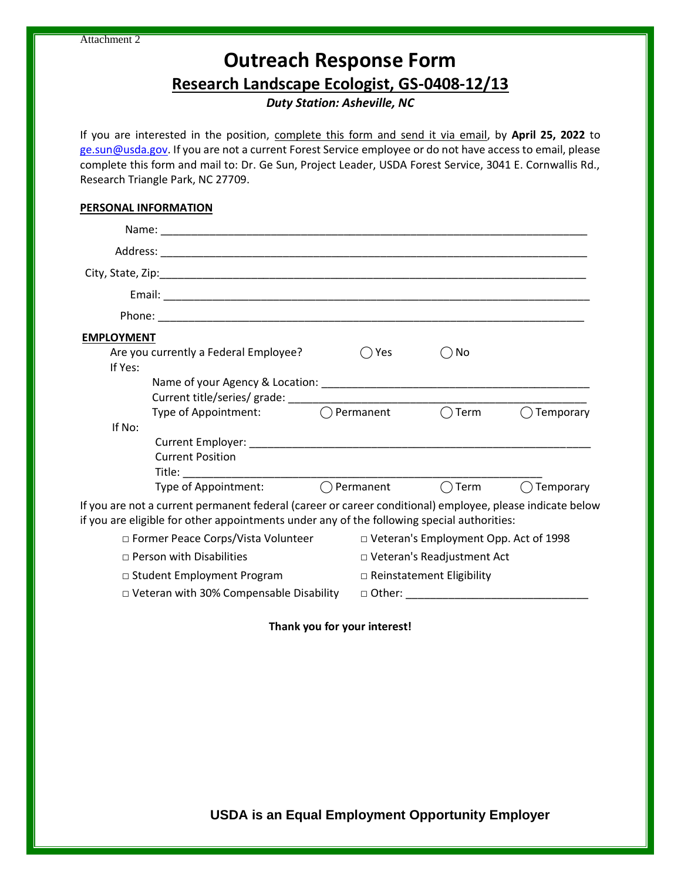Attachment 2

# Outreach Response Form

## Research Landscape Ecologist, GS-0408-12/13

***Duty Station: Asheville, NC***

If you are interested in the position, complete this form and send it via email, by **April 25, 2022** to ge.sun@usda.gov. If you are not a current Forest Service employee or do not have access to email, please complete this form and mail to: Dr. Ge Sun, Project Leader, USDA Forest Service, 3041 E. Cornwallis Rd., Research Triangle Park, NC 27709.

**PERSONAL INFORMATION**

Name: ______________________________________________________________________

Address: ______________________________________________________________________

City, State, Zip:______________________________________________________________________

Email: ______________________________________________________________________

Phone: ______________________________________________________________________

**EMPLOYMENT**

Are you currently a Federal Employee? ◯ Yes ◯ No

If Yes:

Name of your Agency & Location: ____________________________________________

Current title/series/ grade: ____________________________________________

Type of Appointment: ◯ Permanent ◯ Term ◯ Temporary

If No:

Current Employer: ____________________________________________

Current Position Title: ____________________________________________

Type of Appointment: ◯ Permanent ◯ Term ◯ Temporary

If you are not a current permanent federal (career or career conditional) employee, please indicate below if you are eligible for other appointments under any of the following special authorities:

- □ Former Peace Corps/Vista Volunteer
- □ Person with Disabilities
- □ Student Employment Program
- □ Veteran with 30% Compensable Disability
- □ Veteran's Employment Opp. Act of 1998
- □ Veteran's Readjustment Act
- □ Reinstatement Eligibility
- □ Other: ______________________________

**Thank you for your interest!**

**USDA is an Equal Employment Opportunity Employer**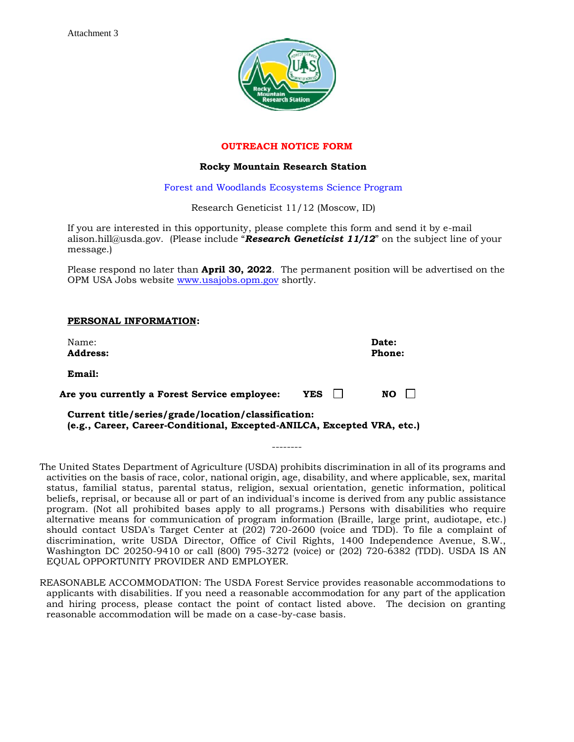Attachment 3

**OUTREACH NOTICE FORM**

**Rocky Mountain Research Station**

Forest and Woodlands Ecosystems Science Program

Research Geneticist 11/12 (Moscow, ID)

If you are interested in this opportunity, please complete this form and send it by e-mail alison.hill@usda.gov. (Please include "***Research Geneticist 11/12***" on the subject line of your message.)

Please respond no later than **April 30, 2022**. The permanent position will be advertised on the OPM USA Jobs website www.usajobs.opm.gov shortly.

**PERSONAL INFORMATION:**

Name: **Date:**

**Address:** **Phone:**

**Email:**

**Are you currently a Forest Service employee:** **YES** ☐ **NO** ☐

**Current title/series/grade/location/classification:**
**(e.g., Career, Career-Conditional, Excepted-ANILCA, Excepted VRA, etc.)**

--------

The United States Department of Agriculture (USDA) prohibits discrimination in all of its programs and activities on the basis of race, color, national origin, age, disability, and where applicable, sex, marital status, familial status, parental status, religion, sexual orientation, genetic information, political beliefs, reprisal, or because all or part of an individual's income is derived from any public assistance program. (Not all prohibited bases apply to all programs.) Persons with disabilities who require alternative means for communication of program information (Braille, large print, audiotape, etc.) should contact USDA's Target Center at (202) 720-2600 (voice and TDD). To file a complaint of discrimination, write USDA Director, Office of Civil Rights, 1400 Independence Avenue, S.W., Washington DC 20250-9410 or call (800) 795-3272 (voice) or (202) 720-6382 (TDD). USDA IS AN EQUAL OPPORTUNITY PROVIDER AND EMPLOYER.

REASONABLE ACCOMMODATION: The USDA Forest Service provides reasonable accommodations to applicants with disabilities. If you need a reasonable accommodation for any part of the application and hiring process, please contact the point of contact listed above. The decision on granting reasonable accommodation will be made on a case-by-case basis.